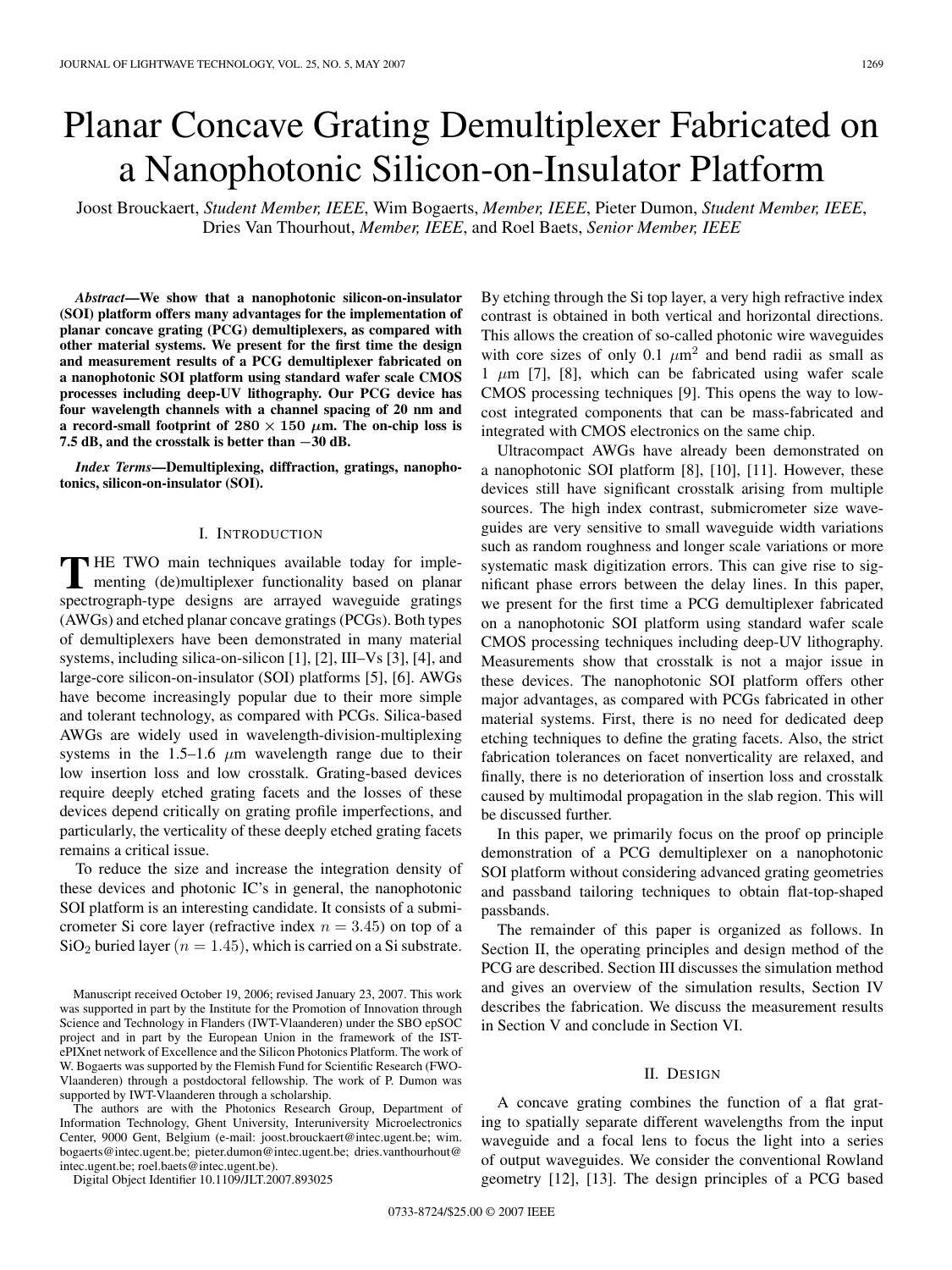# Planar Concave Grating Demultiplexer Fabricated on a Nanophotonic Silicon-on-Insulator Platform

Joost Brouckaert, *Student Member, IEEE*, Wim Bogaerts, *Member, IEEE*, Pieter Dumon, *Student Member, IEEE*, Dries Van Thourhout, *Member, IEEE*, and Roel Baets, *Senior Member, IEEE*

***Abstract*—We show that a nanophotonic silicon-on-insulator (SOI) platform offers many advantages for the implementation of planar concave grating (PCG) demultiplexers, as compared with other material systems. We present for the first time the design and measurement results of a PCG demultiplexer fabricated on a nanophotonic SOI platform using standard wafer scale CMOS processes including deep-UV lithography. Our PCG device has four wavelength channels with a channel spacing of 20 nm and a record-small footprint of $280 \times 150$ $\mu$m. The on-chip loss is 7.5 dB, and the crosstalk is better than −30 dB.**

***Index Terms*—Demultiplexing, diffraction, gratings, nanophotonics, silicon-on-insulator (SOI).**

## I. Introduction

The two main techniques available today for implementing (de)multiplexer functionality based on planar spectrograph-type designs are arrayed waveguide gratings (AWGs) and etched planar concave gratings (PCGs). Both types of demultiplexers have been demonstrated in many material systems, including silica-on-silicon [1], [2], III–Vs [3], [4], and large-core silicon-on-insulator (SOI) platforms [5], [6]. AWGs have become increasingly popular due to their more simple and tolerant technology, as compared with PCGs. Silica-based AWGs are widely used in wavelength-division-multiplexing systems in the 1.5–1.6 $\mu$m wavelength range due to their low insertion loss and low crosstalk. Grating-based devices require deeply etched grating facets and the losses of these devices depend critically on grating profile imperfections, and particularly, the verticality of these deeply etched grating facets remains a critical issue.

To reduce the size and increase the integration density of these devices and photonic IC's in general, the nanophotonic SOI platform is an interesting candidate. It consists of a submicrometer Si core layer (refractive index $n = 3.45$) on top of a $SiO_2$ buried layer ($n = 1.45$), which is carried on a Si substrate. By etching through the Si top layer, a very high refractive index contrast is obtained in both vertical and horizontal directions. This allows the creation of so-called photonic wire waveguides with core sizes of only 0.1 $\mu m^2$ and bend radii as small as 1 $\mu$m [7], [8], which can be fabricated using wafer scale CMOS processing techniques [9]. This opens the way to low-cost integrated components that can be mass-fabricated and integrated with CMOS electronics on the same chip.

Ultracompact AWGs have already been demonstrated on a nanophotonic SOI platform [8], [10], [11]. However, these devices still have significant crosstalk arising from multiple sources. The high index contrast, submicrometer size waveguides are very sensitive to small waveguide width variations such as random roughness and longer scale variations or more systematic mask digitization errors. This can give rise to significant phase errors between the delay lines. In this paper, we present for the first time a PCG demultiplexer fabricated on a nanophotonic SOI platform using standard wafer scale CMOS processing techniques including deep-UV lithography. Measurements show that crosstalk is not a major issue in these devices. The nanophotonic SOI platform offers other major advantages, as compared with PCGs fabricated in other material systems. First, there is no need for dedicated deep etching techniques to define the grating facets. Also, the strict fabrication tolerances on facet nonverticality are relaxed, and finally, there is no deterioration of insertion loss and crosstalk caused by multimodal propagation in the slab region. This will be discussed further.

In this paper, we primarily focus on the proof op principle demonstration of a PCG demultiplexer on a nanophotonic SOI platform without considering advanced grating geometries and passband tailoring techniques to obtain flat-top-shaped passbands.

The remainder of this paper is organized as follows. In Section II, the operating principles and design method of the PCG are described. Section III discusses the simulation method and gives an overview of the simulation results, Section IV describes the fabrication. We discuss the measurement results in Section V and conclude in Section VI.

## II. Design

A concave grating combines the function of a flat grating to spatially separate different wavelengths from the input waveguide and a focal lens to focus the light into a series of output waveguides. We consider the conventional Rowland geometry [12], [13]. The design principles of a PCG based

---

Manuscript received October 19, 2006; revised January 23, 2007. This work was supported in part by the Institute for the Promotion of Innovation through Science and Technology in Flanders (IWT-Vlaanderen) under the SBO epSOC project and in part by the European Union in the framework of the IST-ePIXnet network of Excellence and the Silicon Photonics Platform. The work of W. Bogaerts was supported by the Flemish Fund for Scientific Research (FWO-Vlaanderen) through a postdoctoral fellowship. The work of P. Dumon was supported by IWT-Vlaanderen through a scholarship.

The authors are with the Photonics Research Group, Department of Information Technology, Ghent University, Interuniversity Microelectronics Center, 9000 Gent, Belgium (e-mail: joost.brouckaert@intec.ugent.be; wim.bogaerts@intec.ugent.be; pieter.dumon@intec.ugent.be; dries.vanthourhout@intec.ugent.be; roel.baets@intec.ugent.be).

Digital Object Identifier 10.1109/JLT.2007.893025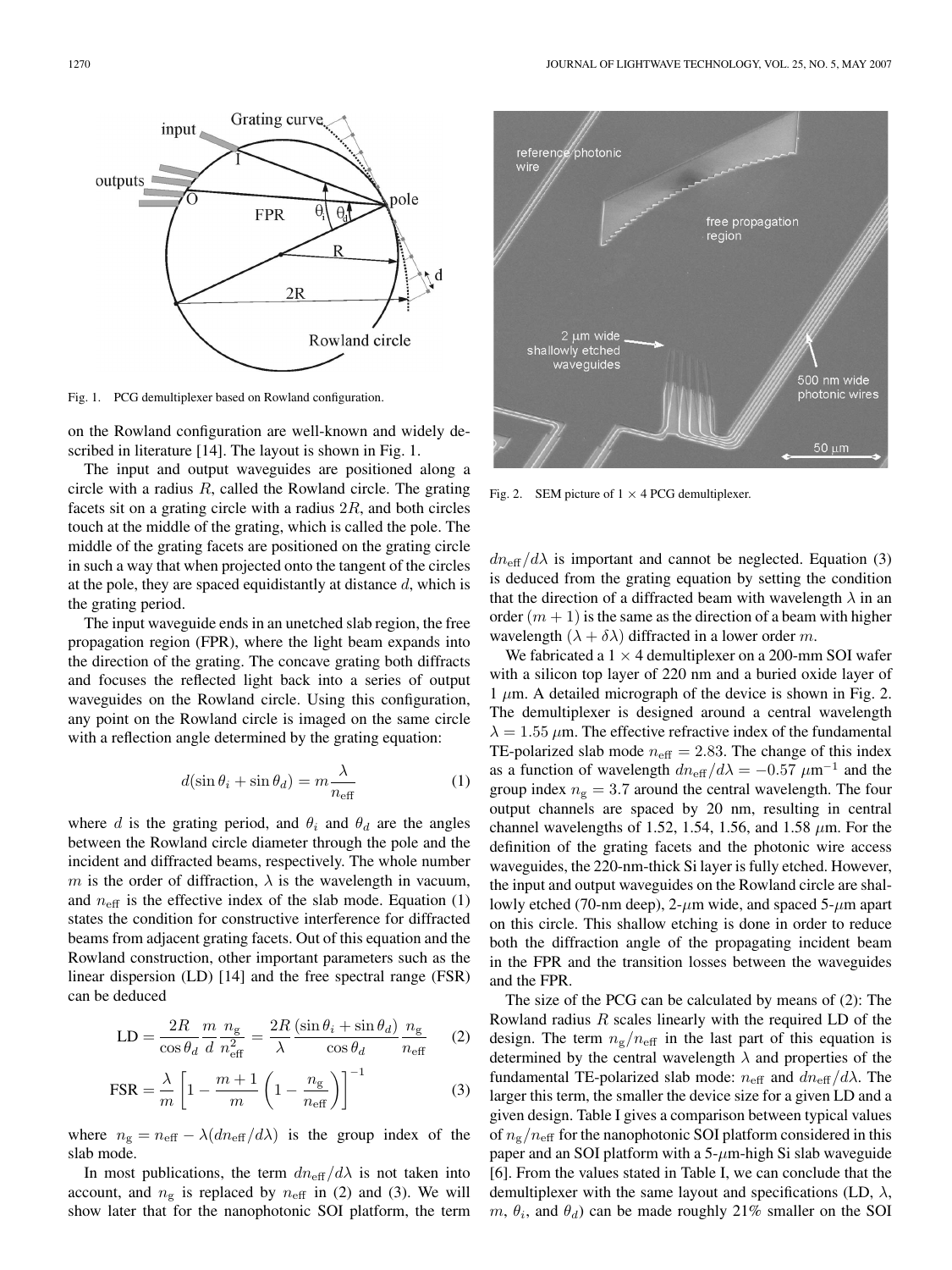Fig. 1. PCG demultiplexer based on Rowland configuration.

on the Rowland configuration are well-known and widely described in literature [14]. The layout is shown in Fig. 1.

The input and output waveguides are positioned along a circle with a radius $R$, called the Rowland circle. The grating facets sit on a grating circle with a radius $2R$, and both circles touch at the middle of the grating, which is called the pole. The middle of the grating facets are positioned on the grating circle in such a way that when projected onto the tangent of the circles at the pole, they are spaced equidistantly at distance $d$, which is the grating period.

The input waveguide ends in an unetched slab region, the free propagation region (FPR), where the light beam expands into the direction of the grating. The concave grating both diffracts and focuses the reflected light back into a series of output waveguides on the Rowland circle. Using this configuration, any point on the Rowland circle is imaged on the same circle with a reflection angle determined by the grating equation:

$$d(\sin\theta_i + \sin\theta_d) = m\frac{\lambda}{n_{\text{eff}}} \tag{1}$$

where $d$ is the grating period, and $\theta_i$ and $\theta_d$ are the angles between the Rowland circle diameter through the pole and the incident and diffracted beams, respectively. The whole number $m$ is the order of diffraction, $\lambda$ is the wavelength in vacuum, and $n_{\text{eff}}$ is the effective index of the slab mode. Equation (1) states the condition for constructive interference for diffracted beams from adjacent grating facets. Out of this equation and the Rowland construction, other important parameters such as the linear dispersion (LD) [14] and the free spectral range (FSR) can be deduced

$$\text{LD} = \frac{2R}{\cos\theta_d}\frac{m}{d}\frac{n_{\text{g}}}{n_{\text{eff}}^2} = \frac{2R}{\lambda}\frac{(\sin\theta_i + \sin\theta_d)}{\cos\theta_d}\frac{n_{\text{g}}}{n_{\text{eff}}} \tag{2}$$

$$\text{FSR} = \frac{\lambda}{m}\left[1 - \frac{m+1}{m}\left(1 - \frac{n_{\text{g}}}{n_{\text{eff}}}\right)\right]^{-1} \tag{3}$$

where $n_{\text{g}} = n_{\text{eff}} - \lambda(dn_{\text{eff}}/d\lambda)$ is the group index of the slab mode.

In most publications, the term $dn_{\text{eff}}/d\lambda$ is not taken into account, and $n_{\text{g}}$ is replaced by $n_{\text{eff}}$ in (2) and (3). We will show later that for the nanophotonic SOI platform, the term $dn_{\text{eff}}/d\lambda$ is important and cannot be neglected. Equation (3) is deduced from the grating equation by setting the condition that the direction of a diffracted beam with wavelength $\lambda$ in an order $(m+1)$ is the same as the direction of a beam with higher wavelength $(\lambda + \delta\lambda)$ diffracted in a lower order $m$.

Fig. 2. SEM picture of $1 \times 4$ PCG demultiplexer.

We fabricated a $1 \times 4$ demultiplexer on a 200-mm SOI wafer with a silicon top layer of 220 nm and a buried oxide layer of 1 $\mu$m. A detailed micrograph of the device is shown in Fig. 2. The demultiplexer is designed around a central wavelength $\lambda = 1.55$ $\mu$m. The effective refractive index of the fundamental TE-polarized slab mode $n_{\text{eff}} = 2.83$. The change of this index as a function of wavelength $dn_{\text{eff}}/d\lambda = -0.57$ $\mu\text{m}^{-1}$ and the group index $n_{\text{g}} = 3.7$ around the central wavelength. The four output channels are spaced by 20 nm, resulting in central channel wavelengths of 1.52, 1.54, 1.56, and 1.58 $\mu$m. For the definition of the grating facets and the photonic wire access waveguides, the 220-nm-thick Si layer is fully etched. However, the input and output waveguides on the Rowland circle are shallowly etched (70-nm deep), 2-$\mu$m wide, and spaced 5-$\mu$m apart on this circle. This shallow etching is done in order to reduce both the diffraction angle of the propagating incident beam in the FPR and the transition losses between the waveguides and the FPR.

The size of the PCG can be calculated by means of (2): The Rowland radius $R$ scales linearly with the required LD of the design. The term $n_{\text{g}}/n_{\text{eff}}$ in the last part of this equation is determined by the central wavelength $\lambda$ and properties of the fundamental TE-polarized slab mode: $n_{\text{eff}}$ and $dn_{\text{eff}}/d\lambda$. The larger this term, the smaller the device size for a given LD and a given design. Table I gives a comparison between typical values of $n_{\text{g}}/n_{\text{eff}}$ for the nanophotonic SOI platform considered in this paper and an SOI platform with a 5-$\mu$m-high Si slab waveguide [6]. From the values stated in Table I, we can conclude that the demultiplexer with the same layout and specifications (LD, $\lambda$, $m$, $\theta_i$, and $\theta_d$) can be made roughly 21% smaller on the SOI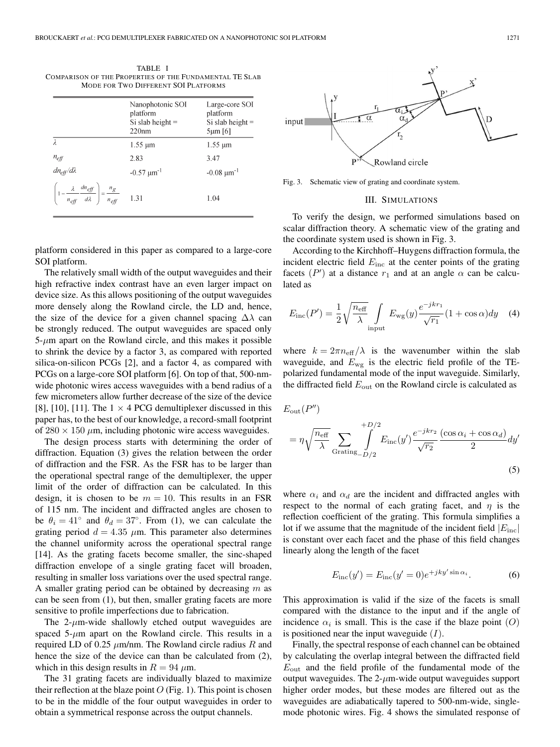TABLE I
COMPARISON OF THE PROPERTIES OF THE FUNDAMENTAL TE SLAB MODE FOR TWO DIFFERENT SOI PLATFORMS

| | Nanophotonic SOI platform Si slab height = 220nm | Large-core SOI platform Si slab height = 5μm [6] |
|---|---|---|
| $\lambda$ | 1.55 μm | 1.55 μm |
| $n_{eff}$ | 2.83 | 3.47 |
| $dn_{eff}/d\lambda$ | -0.57 μm$^{-1}$ | -0.08 μm$^{-1}$ |
| $\left(1-\frac{\lambda}{n_{eff}}\frac{dn_{eff}}{d\lambda}\right)=\frac{n_g}{n_{eff}}$ | 1.31 | 1.04 |

platform considered in this paper as compared to a large-core SOI platform.

The relatively small width of the output waveguides and their high refractive index contrast have an even larger impact on device size. As this allows positioning of the output waveguides more densely along the Rowland circle, the LD and, hence, the size of the device for a given channel spacing $\Delta\lambda$ can be strongly reduced. The output waveguides are spaced only 5-$\mu$m apart on the Rowland circle, and this makes it possible to shrink the device by a factor 3, as compared with reported silica-on-silicon PCGs [2], and a factor 4, as compared with PCGs on a large-core SOI platform [6]. On top of that, 500-nm-wide photonic wires access waveguides with a bend radius of a few micrometers allow further decrease of the size of the device [8], [10], [11]. The $1 \times 4$ PCG demultiplexer discussed in this paper has, to the best of our knowledge, a record-small footprint of $280 \times 150$ $\mu$m, including photonic wire access waveguides.

The design process starts with determining the order of diffraction. Equation (3) gives the relation between the order of diffraction and the FSR. As the FSR has to be larger than the operational spectral range of the demultiplexer, the upper limit of the order of diffraction can be calculated. In this design, it is chosen to be $m = 10$. This results in an FSR of 115 nm. The incident and diffracted angles are chosen to be $\theta_i = 41^\circ$ and $\theta_d = 37^\circ$. From (1), we can calculate the grating period $d = 4.35$ $\mu$m. This parameter also determines the channel uniformity across the operational spectral range [14]. As the grating facets become smaller, the sinc-shaped diffraction envelope of a single grating facet will broaden, resulting in smaller loss variations over the used spectral range. A smaller grating period can be obtained by decreasing $m$ as can be seen from (1), but then, smaller grating facets are more sensitive to profile imperfections due to fabrication.

The 2-$\mu$m-wide shallowly etched output waveguides are spaced 5-$\mu$m apart on the Rowland circle. This results in a required LD of 0.25 $\mu$m/nm. The Rowland circle radius $R$ and hence the size of the device can than be calculated from (2), which in this design results in $R = 94$ $\mu$m.

The 31 grating facets are individually blazed to maximize their reflection at the blaze point $O$ (Fig. 1). This point is chosen to be in the middle of the four output waveguides in order to obtain a symmetrical response across the output channels.

Fig. 3. Schematic view of grating and coordinate system.

## III. SIMULATIONS

To verify the design, we performed simulations based on scalar diffraction theory. A schematic view of the grating and the coordinate system used is shown in Fig. 3.

According to the Kirchhoff–Huygens diffraction formula, the incident electric field $E_{\text{inc}}$ at the center points of the grating facets ($P'$) at a distance $r_1$ and at an angle $\alpha$ can be calculated as

$$E_{\text{inc}}(P') = \frac{1}{2}\sqrt{\frac{n_{\text{eff}}}{\lambda}} \int\limits_{\text{input}} E_{\text{wg}}(y)\frac{e^{-jkr_1}}{\sqrt{r_1}}(1+\cos\alpha)dy \quad (4)$$

where $k = 2\pi n_{\text{eff}}/\lambda$ is the wavenumber within the slab waveguide, and $E_{\text{wg}}$ is the electric field profile of the TE-polarized fundamental mode of the input waveguide. Similarly, the diffracted field $E_{\text{out}}$ on the Rowland circle is calculated as

$$E_{\text{out}}(P'') = \eta\sqrt{\frac{n_{\text{eff}}}{\lambda}} \sum_{\text{Grating}} \int\limits_{-D/2}^{+D/2} E_{\text{inc}}(y')\frac{e^{-jkr_2}}{\sqrt{r_2}}\frac{(\cos\alpha_i + \cos\alpha_d)}{2}dy' \quad (5)$$

where $\alpha_i$ and $\alpha_d$ are the incident and diffracted angles with respect to the normal of each grating facet, and $\eta$ is the reflection coefficient of the grating. This formula simplifies a lot if we assume that the magnitude of the incident field $|E_{\text{inc}}|$ is constant over each facet and the phase of this field changes linearly along the length of the facet

$$E_{\text{inc}}(y') = E_{\text{inc}}(y'=0)e^{+jky'\sin\alpha_i}. \quad (6)$$

This approximation is valid if the size of the facets is small compared with the distance to the input and if the angle of incidence $\alpha_i$ is small. This is the case if the blaze point ($O$) is positioned near the input waveguide ($I$).

Finally, the spectral response of each channel can be obtained by calculating the overlap integral between the diffracted field $E_{\text{out}}$ and the field profile of the fundamental mode of the output waveguides. The 2-$\mu$m-wide output waveguides support higher order modes, but these modes are filtered out as the waveguides are adiabatically tapered to 500-nm-wide, single-mode photonic wires. Fig. 4 shows the simulated response of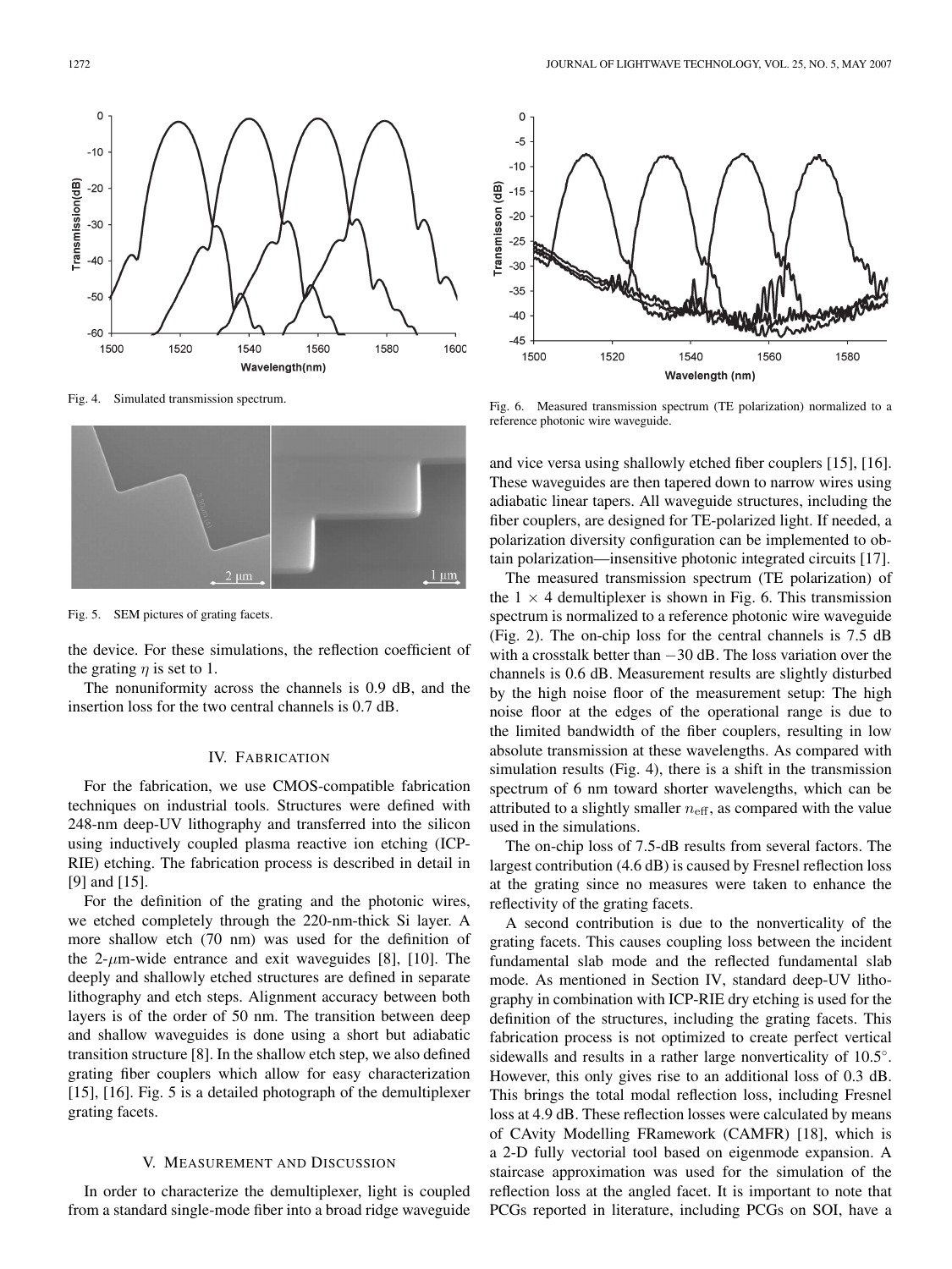Fig. 4. Simulated transmission spectrum.

Fig. 5. SEM pictures of grating facets.

the device. For these simulations, the reflection coefficient of the grating $\eta$ is set to 1.

The nonuniformity across the channels is 0.9 dB, and the insertion loss for the two central channels is 0.7 dB.

## IV. Fabrication

For the fabrication, we use CMOS-compatible fabrication techniques on industrial tools. Structures were defined with 248-nm deep-UV lithography and transferred into the silicon using inductively coupled plasma reactive ion etching (ICP-RIE) etching. The fabrication process is described in detail in [9] and [15].

For the definition of the grating and the photonic wires, we etched completely through the 220-nm-thick Si layer. A more shallow etch (70 nm) was used for the definition of the 2-$\mu$m-wide entrance and exit waveguides [8], [10]. The deeply and shallowly etched structures are defined in separate lithography and etch steps. Alignment accuracy between both layers is of the order of 50 nm. The transition between deep and shallow waveguides is done using a short but adiabatic transition structure [8]. In the shallow etch step, we also defined grating fiber couplers which allow for easy characterization [15], [16]. Fig. 5 is a detailed photograph of the demultiplexer grating facets.

## V. Measurement and Discussion

In order to characterize the demultiplexer, light is coupled from a standard single-mode fiber into a broad ridge waveguide and vice versa using shallowly etched fiber couplers [15], [16]. These waveguides are then tapered down to narrow wires using adiabatic linear tapers. All waveguide structures, including the fiber couplers, are designed for TE-polarized light. If needed, a polarization diversity configuration can be implemented to obtain polarization—insensitive photonic integrated circuits [17].

Fig. 6. Measured transmission spectrum (TE polarization) normalized to a reference photonic wire waveguide.

The measured transmission spectrum (TE polarization) of the $1 \times 4$ demultiplexer is shown in Fig. 6. This transmission spectrum is normalized to a reference photonic wire waveguide (Fig. 2). The on-chip loss for the central channels is 7.5 dB with a crosstalk better than $-30$ dB. The loss variation over the channels is 0.6 dB. Measurement results are slightly disturbed by the high noise floor of the measurement setup: The high noise floor at the edges of the operational range is due to the limited bandwidth of the fiber couplers, resulting in low absolute transmission at these wavelengths. As compared with simulation results (Fig. 4), there is a shift in the transmission spectrum of 6 nm toward shorter wavelengths, which can be attributed to a slightly smaller $n_{\text{eff}}$, as compared with the value used in the simulations.

The on-chip loss of 7.5-dB results from several factors. The largest contribution (4.6 dB) is caused by Fresnel reflection loss at the grating since no measures were taken to enhance the reflectivity of the grating facets.

A second contribution is due to the nonverticality of the grating facets. This causes coupling loss between the incident fundamental slab mode and the reflected fundamental slab mode. As mentioned in Section IV, standard deep-UV lithography in combination with ICP-RIE dry etching is used for the definition of the structures, including the grating facets. This fabrication process is not optimized to create perfect vertical sidewalls and results in a rather large nonverticality of 10.5°. However, this only gives rise to an additional loss of 0.3 dB. This brings the total modal reflection loss, including Fresnel loss at 4.9 dB. These reflection losses were calculated by means of CAvity Modelling FRamework (CAMFR) [18], which is a 2-D fully vectorial tool based on eigenmode expansion. A staircase approximation was used for the simulation of the reflection loss at the angled facet. It is important to note that PCGs reported in literature, including PCGs on SOI, have a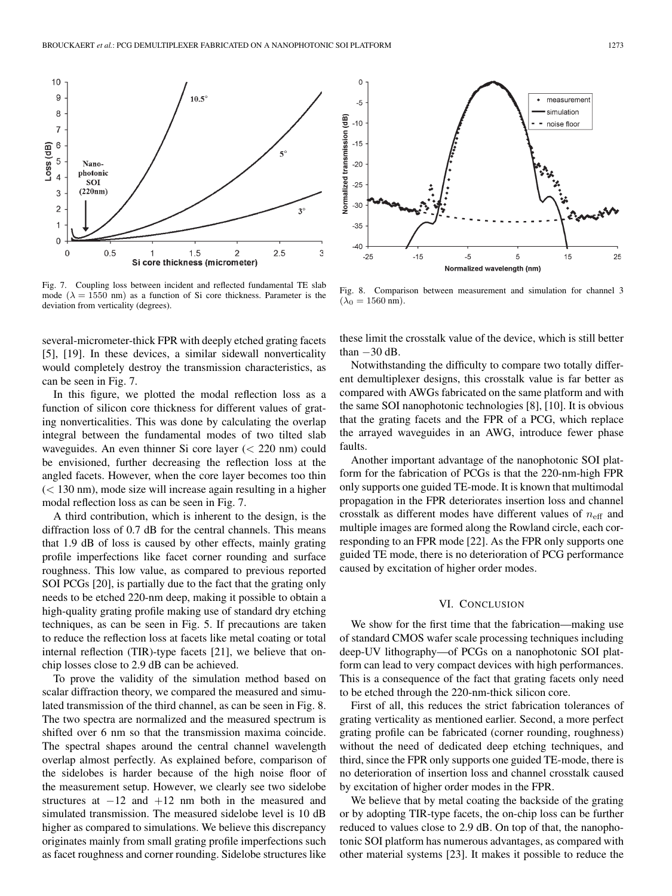Fig. 7. Coupling loss between incident and reflected fundamental TE slab mode ($\lambda = 1550$ nm) as a function of Si core thickness. Parameter is the deviation from verticality (degrees).

Fig. 8. Comparison between measurement and simulation for channel 3 ($\lambda_0 = 1560$ nm).

several-micrometer-thick FPR with deeply etched grating facets [5], [19]. In these devices, a similar sidewall nonverticality would completely destroy the transmission characteristics, as can be seen in Fig. 7.

In this figure, we plotted the modal reflection loss as a function of silicon core thickness for different values of grating nonverticalities. This was done by calculating the overlap integral between the fundamental modes of two tilted slab waveguides. An even thinner Si core layer ($< 220$ nm) could be envisioned, further decreasing the reflection loss at the angled facets. However, when the core layer becomes too thin ($< 130$ nm), mode size will increase again resulting in a higher modal reflection loss as can be seen in Fig. 7.

A third contribution, which is inherent to the design, is the diffraction loss of 0.7 dB for the central channels. This means that 1.9 dB of loss is caused by other effects, mainly grating profile imperfections like facet corner rounding and surface roughness. This low value, as compared to previous reported SOI PCGs [20], is partially due to the fact that the grating only needs to be etched 220-nm deep, making it possible to obtain a high-quality grating profile making use of standard dry etching techniques, as can be seen in Fig. 5. If precautions are taken to reduce the reflection loss at facets like metal coating or total internal reflection (TIR)-type facets [21], we believe that on-chip losses close to 2.9 dB can be achieved.

To prove the validity of the simulation method based on scalar diffraction theory, we compared the measured and simulated transmission of the third channel, as can be seen in Fig. 8. The two spectra are normalized and the measured spectrum is shifted over 6 nm so that the transmission maxima coincide. The spectral shapes around the central channel wavelength overlap almost perfectly. As explained before, comparison of the sidelobes is harder because of the high noise floor of the measurement setup. However, we clearly see two sidelobe structures at $-12$ and $+12$ nm both in the measured and simulated transmission. The measured sidelobe level is 10 dB higher as compared to simulations. We believe this discrepancy originates mainly from small grating profile imperfections such as facet roughness and corner rounding. Sidelobe structures like these limit the crosstalk value of the device, which is still better than $-30$ dB.

Notwithstanding the difficulty to compare two totally different demultiplexer designs, this crosstalk value is far better as compared with AWGs fabricated on the same platform and with the same SOI nanophotonic technologies [8], [10]. It is obvious that the grating facets and the FPR of a PCG, which replace the arrayed waveguides in an AWG, introduce fewer phase faults.

Another important advantage of the nanophotonic SOI platform for the fabrication of PCGs is that the 220-nm-high FPR only supports one guided TE-mode. It is known that multimodal propagation in the FPR deteriorates insertion loss and channel crosstalk as different modes have different values of $n_{\mathrm{eff}}$ and multiple images are formed along the Rowland circle, each corresponding to an FPR mode [22]. As the FPR only supports one guided TE mode, there is no deterioration of PCG performance caused by excitation of higher order modes.

## VI. Conclusion

We show for the first time that the fabrication—making use of standard CMOS wafer scale processing techniques including deep-UV lithography—of PCGs on a nanophotonic SOI platform can lead to very compact devices with high performances. This is a consequence of the fact that grating facets only need to be etched through the 220-nm-thick silicon core.

First of all, this reduces the strict fabrication tolerances of grating verticality as mentioned earlier. Second, a more perfect grating profile can be fabricated (corner rounding, roughness) without the need of dedicated deep etching techniques, and third, since the FPR only supports one guided TE-mode, there is no deterioration of insertion loss and channel crosstalk caused by excitation of higher order modes in the FPR.

We believe that by metal coating the backside of the grating or by adopting TIR-type facets, the on-chip loss can be further reduced to values close to 2.9 dB. On top of that, the nanophotonic SOI platform has numerous advantages, as compared with other material systems [23]. It makes it possible to reduce the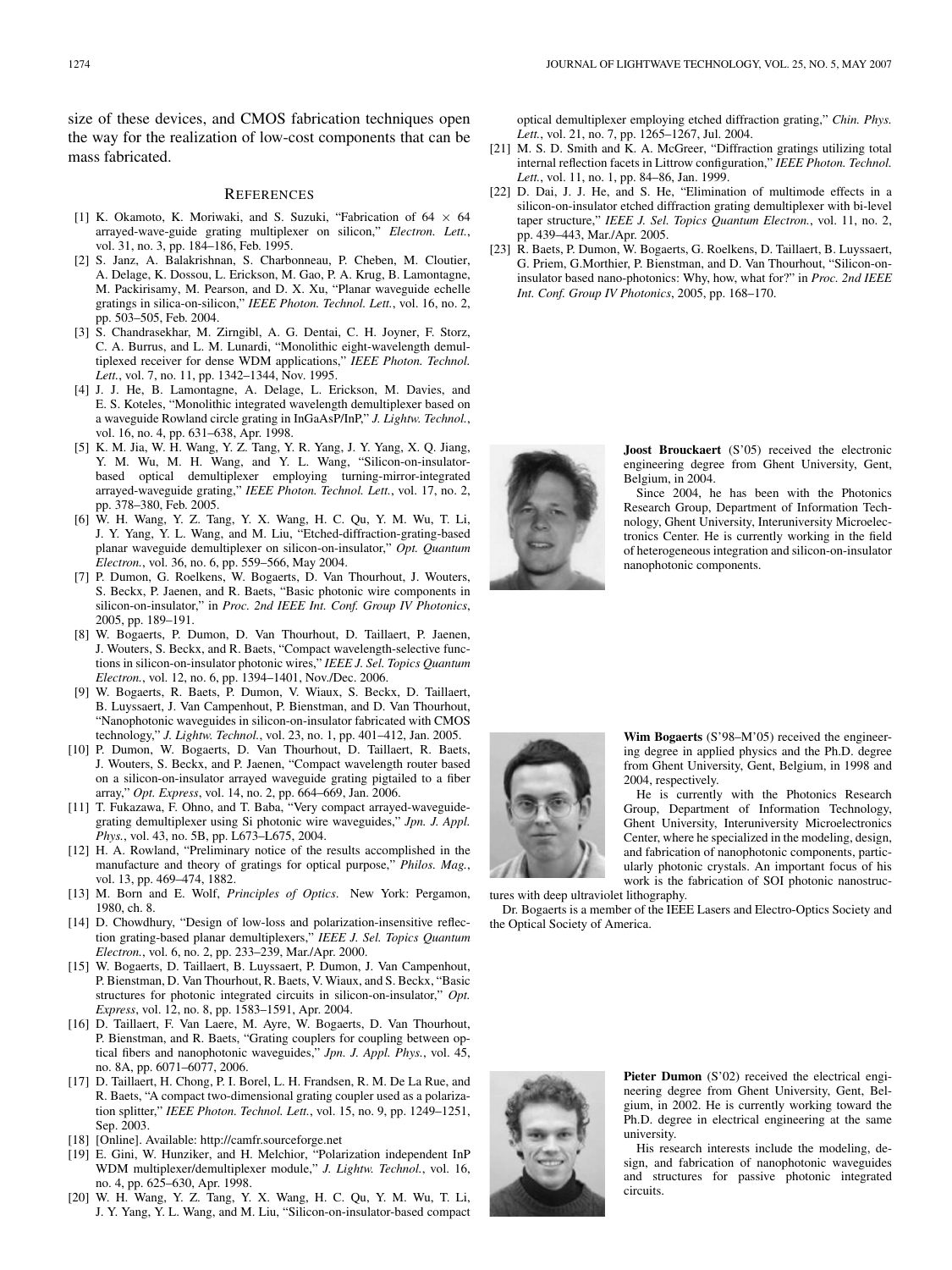size of these devices, and CMOS fabrication techniques open the way for the realization of low-cost components that can be mass fabricated.

## REFERENCES

[1] K. Okamoto, K. Moriwaki, and S. Suzuki, "Fabrication of 64 × 64 arrayed-wave-guide grating multiplexer on silicon," *Electron. Lett.*, vol. 31, no. 3, pp. 184–186, Feb. 1995.

[2] S. Janz, A. Balakrishnan, S. Charbonneau, P. Cheben, M. Cloutier, A. Delage, K. Dossou, L. Erickson, M. Gao, P. A. Krug, B. Lamontagne, M. Packirisamy, M. Pearson, and D. X. Xu, "Planar waveguide echelle gratings in silica-on-silicon," *IEEE Photon. Technol. Lett.*, vol. 16, no. 2, pp. 503–505, Feb. 2004.

[3] S. Chandrasekhar, M. Zirngibl, A. G. Dentai, C. H. Joyner, F. Storz, C. A. Burrus, and L. M. Lunardi, "Monolithic eight-wavelength demultiplexed receiver for dense WDM applications," *IEEE Photon. Technol. Lett.*, vol. 7, no. 11, pp. 1342–1344, Nov. 1995.

[4] J. J. He, B. Lamontagne, A. Delage, L. Erickson, M. Davies, and E. S. Koteles, "Monolithic integrated wavelength demultiplexer based on a waveguide Rowland circle grating in InGaAsP/InP," *J. Lightw. Technol.*, vol. 16, no. 4, pp. 631–638, Apr. 1998.

[5] K. M. Jia, W. H. Wang, Y. Z. Tang, Y. R. Yang, J. Y. Yang, X. Q. Jiang, Y. M. Wu, M. H. Wang, and Y. L. Wang, "Silicon-on-insulator-based optical demultiplexer employing turning-mirror-integrated arrayed-waveguide grating," *IEEE Photon. Technol. Lett.*, vol. 17, no. 2, pp. 378–380, Feb. 2005.

[6] W. H. Wang, Y. Z. Tang, Y. X. Wang, H. C. Qu, Y. M. Wu, T. Li, J. Y. Yang, Y. L. Wang, and M. Liu, "Etched-diffraction-grating-based planar waveguide demultiplexer on silicon-on-insulator," *Opt. Quantum Electron.*, vol. 36, no. 6, pp. 559–566, May 2004.

[7] P. Dumon, G. Roelkens, W. Bogaerts, D. Van Thourhout, J. Wouters, S. Beckx, P. Jaenen, and R. Baets, "Basic photonic wire components in silicon-on-insulator," in *Proc. 2nd IEEE Int. Conf. Group IV Photonics*, 2005, pp. 189–191.

[8] W. Bogaerts, P. Dumon, D. Van Thourhout, D. Taillaert, P. Jaenen, J. Wouters, S. Beckx, and R. Baets, "Compact wavelength-selective functions in silicon-on-insulator photonic wires," *IEEE J. Sel. Topics Quantum Electron.*, vol. 12, no. 6, pp. 1394–1401, Nov./Dec. 2006.

[9] W. Bogaerts, R. Baets, P. Dumon, V. Wiaux, S. Beckx, D. Taillaert, B. Luyssaert, J. Van Campenhout, P. Bienstman, and D. Van Thourhout, "Nanophotonic waveguides in silicon-on-insulator fabricated with CMOS technology," *J. Lightw. Technol.*, vol. 23, no. 1, pp. 401–412, Jan. 2005.

[10] P. Dumon, W. Bogaerts, D. Van Thourhout, D. Taillaert, R. Baets, J. Wouters, S. Beckx, and P. Jaenen, "Compact wavelength router based on a silicon-on-insulator arrayed waveguide grating pigtailed to a fiber array," *Opt. Express*, vol. 14, no. 2, pp. 664–669, Jan. 2006.

[11] T. Fukazawa, F. Ohno, and T. Baba, "Very compact arrayed-waveguide-grating demultiplexer using Si photonic wire waveguides," *Jpn. J. Appl. Phys.*, vol. 43, no. 5B, pp. L673–L675, 2004.

[12] H. A. Rowland, "Preliminary notice of the results accomplished in the manufacture and theory of gratings for optical purpose," *Philos. Mag.*, vol. 13, pp. 469–474, 1882.

[13] M. Born and E. Wolf, *Principles of Optics*. New York: Pergamon, 1980, ch. 8.

[14] D. Chowdhury, "Design of low-loss and polarization-insensitive reflection grating-based planar demultiplexers," *IEEE J. Sel. Topics Quantum Electron.*, vol. 6, no. 2, pp. 233–239, Mar./Apr. 2000.

[15] W. Bogaerts, D. Taillaert, B. Luyssaert, P. Dumon, J. Van Campenhout, P. Bienstman, D. Van Thourhout, R. Baets, V. Wiaux, and S. Beckx, "Basic structures for photonic integrated circuits in silicon-on-insulator," *Opt. Express*, vol. 12, no. 8, pp. 1583–1591, Apr. 2004.

[16] D. Taillaert, F. Van Laere, M. Ayre, W. Bogaerts, D. Van Thourhout, P. Bienstman, and R. Baets, "Grating couplers for coupling between optical fibers and nanophotonic waveguides," *Jpn. J. Appl. Phys.*, vol. 45, no. 8A, pp. 6071–6077, 2006.

[17] D. Taillaert, H. Chong, P. I. Borel, L. H. Frandsen, R. M. De La Rue, and R. Baets, "A compact two-dimensional grating coupler used as a polarization splitter," *IEEE Photon. Technol. Lett.*, vol. 15, no. 9, pp. 1249–1251, Sep. 2003.

[18] [Online]. Available: http://camfr.sourceforge.net

[19] E. Gini, W. Hunziker, and H. Melchior, "Polarization independent InP WDM multiplexer/demultiplexer module," *J. Lightw. Technol.*, vol. 16, no. 4, pp. 625–630, Apr. 1998.

[20] W. H. Wang, Y. Z. Tang, Y. X. Wang, H. C. Qu, Y. M. Wu, T. Li, J. Y. Yang, Y. L. Wang, and M. Liu, "Silicon-on-insulator-based compact optical demultiplexer employing etched diffraction grating," *Chin. Phys. Lett.*, vol. 21, no. 7, pp. 1265–1267, Jul. 2004.

[21] M. S. D. Smith and K. A. McGreer, "Diffraction gratings utilizing total internal reflection facets in Littrow configuration," *IEEE Photon. Technol. Lett.*, vol. 11, no. 1, pp. 84–86, Jan. 1999.

[22] D. Dai, J. J. He, and S. He, "Elimination of multimode effects in a silicon-on-insulator etched diffraction grating demultiplexer with bi-level taper structure," *IEEE J. Sel. Topics Quantum Electron.*, vol. 11, no. 2, pp. 439–443, Mar./Apr. 2005.

[23] R. Baets, P. Dumon, W. Bogaerts, G. Roelkens, D. Taillaert, B. Luyssaert, G. Priem, G.Morthier, P. Bienstman, and D. Van Thourhout, "Silicon-on-insulator based nano-photonics: Why, how, what for?" in *Proc. 2nd IEEE Int. Conf. Group IV Photonics*, 2005, pp. 168–170.

**Joost Brouckaert** (S'05) received the electronic engineering degree from Ghent University, Gent, Belgium, in 2004.

Since 2004, he has been with the Photonics Research Group, Department of Information Technology, Ghent University, Interuniversity Microelectronics Center. He is currently working in the field of heterogeneous integration and silicon-on-insulator nanophotonic components.

**Wim Bogaerts** (S'98–M'05) received the engineering degree in applied physics and the Ph.D. degree from Ghent University, Gent, Belgium, in 1998 and 2004, respectively.

He is currently with the Photonics Research Group, Department of Information Technology, Ghent University, Interuniversity Microelectronics Center, where he specialized in the modeling, design, and fabrication of nanophotonic components, particularly photonic crystals. An important focus of his work is the fabrication of SOI photonic nanostructures with deep ultraviolet lithography.

Dr. Bogaerts is a member of the IEEE Lasers and Electro-Optics Society and the Optical Society of America.

**Pieter Dumon** (S'02) received the electrical engineering degree from Ghent University, Gent, Belgium, in 2002. He is currently working toward the Ph.D. degree in electrical engineering at the same university.

His research interests include the modeling, design, and fabrication of nanophotonic waveguides and structures for passive photonic integrated circuits.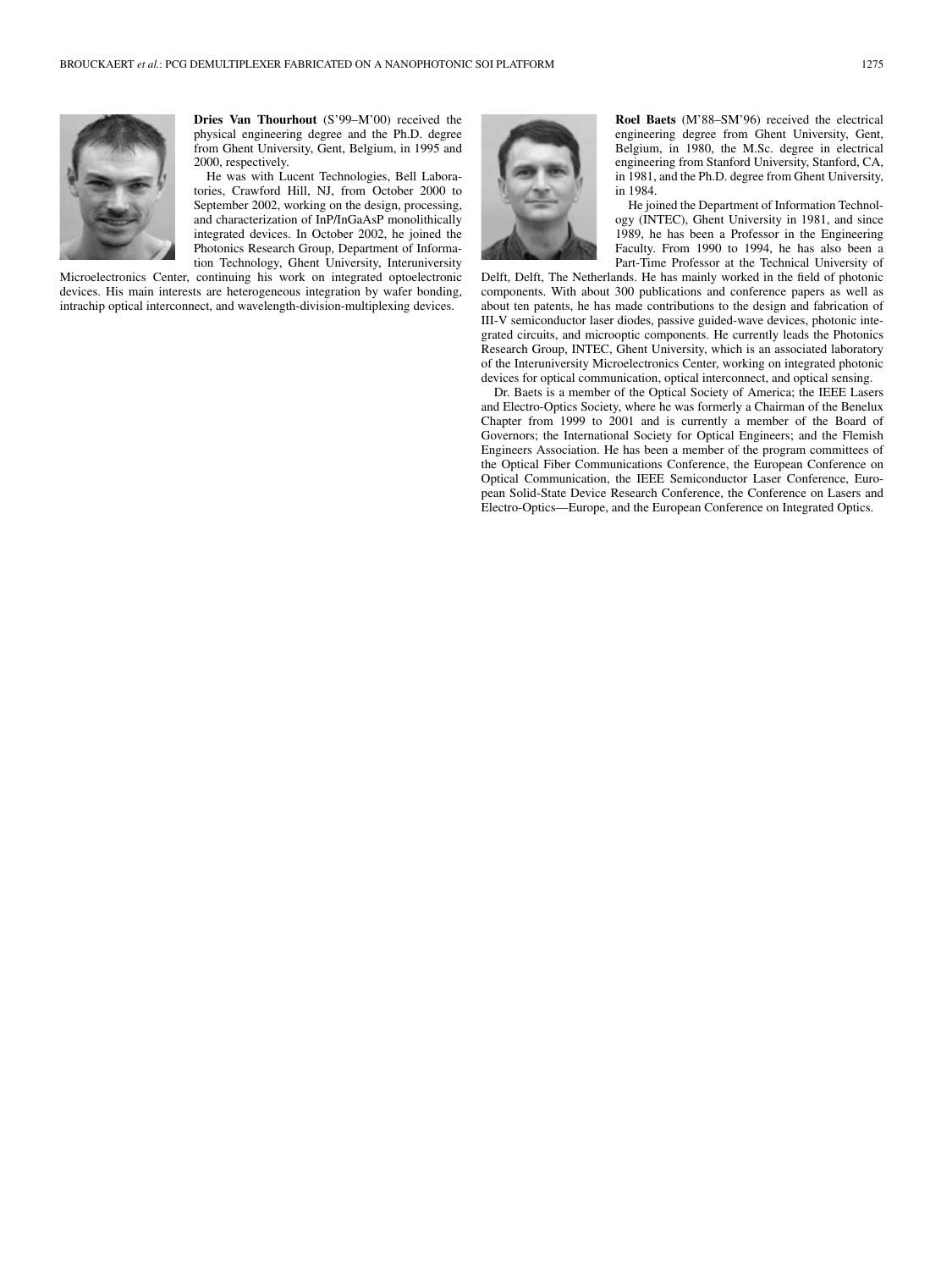**Dries Van Thourhout** (S'99–M'00) received the physical engineering degree and the Ph.D. degree from Ghent University, Gent, Belgium, in 1995 and 2000, respectively.

He was with Lucent Technologies, Bell Laboratories, Crawford Hill, NJ, from October 2000 to September 2002, working on the design, processing, and characterization of InP/InGaAsP monolithically integrated devices. In October 2002, he joined the Photonics Research Group, Department of Information Technology, Ghent University, Interuniversity Microelectronics Center, continuing his work on integrated optoelectronic devices. His main interests are heterogeneous integration by wafer bonding, intrachip optical interconnect, and wavelength-division-multiplexing devices.

**Roel Baets** (M'88–SM'96) received the electrical engineering degree from Ghent University, Gent, Belgium, in 1980, the M.Sc. degree in electrical engineering from Stanford University, Stanford, CA, in 1981, and the Ph.D. degree from Ghent University, in 1984.

He joined the Department of Information Technology (INTEC), Ghent University in 1981, and since 1989, he has been a Professor in the Engineering Faculty. From 1990 to 1994, he has also been a Part-Time Professor at the Technical University of Delft, Delft, The Netherlands. He has mainly worked in the field of photonic components. With about 300 publications and conference papers as well as about ten patents, he has made contributions to the design and fabrication of III-V semiconductor laser diodes, passive guided-wave devices, photonic integrated circuits, and microoptic components. He currently leads the Photonics Research Group, INTEC, Ghent University, which is an associated laboratory of the Interuniversity Microelectronics Center, working on integrated photonic devices for optical communication, optical interconnect, and optical sensing.

Dr. Baets is a member of the Optical Society of America; the IEEE Lasers and Electro-Optics Society, where he was formerly a Chairman of the Benelux Chapter from 1999 to 2001 and is currently a member of the Board of Governors; the International Society for Optical Engineers; and the Flemish Engineers Association. He has been a member of the program committees of the Optical Fiber Communications Conference, the European Conference on Optical Communication, the IEEE Semiconductor Laser Conference, European Solid-State Device Research Conference, the Conference on Lasers and Electro-Optics—Europe, and the European Conference on Integrated Optics.